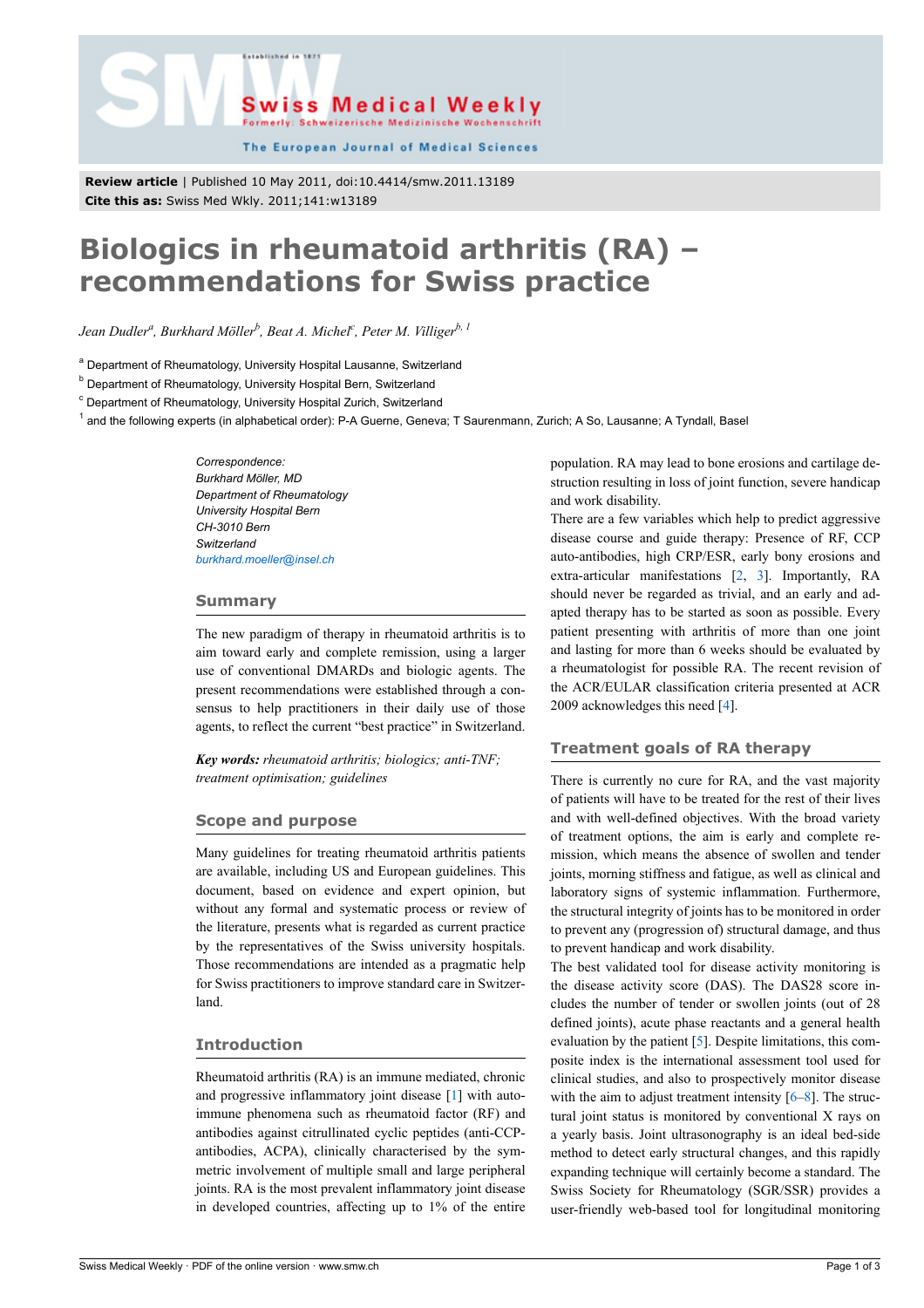Review article | Published 10 May 2011, doi:10.4414/smw.2011.13189
Cite this as: Swiss Med Wkly. 2011;141:w13189

# Biologics in rheumatoid arthritis (RA) – recommendations for Swiss practice

*Jean Dudler[a], Burkhard Möller[b], Beat A. Michel[c], Peter M. Villiger[b, 1]*

[a] Department of Rheumatology, University Hospital Lausanne, Switzerland
[b] Department of Rheumatology, University Hospital Bern, Switzerland
[c] Department of Rheumatology, University Hospital Zurich, Switzerland
[1] and the following experts (in alphabetical order): P-A Guerne, Geneva; T Saurenmann, Zurich; A So, Lausanne; A Tyndall, Basel

*Correspondence:*
*Burkhard Möller, MD*
*Department of Rheumatology*
*University Hospital Bern*
*CH-3010 Bern*
*Switzerland*
*burkhard.moeller@insel.ch*

## Summary

The new paradigm of therapy in rheumatoid arthritis is to aim toward early and complete remission, using a larger use of conventional DMARDs and biologic agents. The present recommendations were established through a consensus to help practitioners in their daily use of those agents, to reflect the current "best practice" in Switzerland.

***Key words:*** *rheumatoid arthritis; biologics; anti-TNF; treatment optimisation; guidelines*

## Scope and purpose

Many guidelines for treating rheumatoid arthritis patients are available, including US and European guidelines. This document, based on evidence and expert opinion, but without any formal and systematic process or review of the literature, presents what is regarded as current practice by the representatives of the Swiss university hospitals. Those recommendations are intended as a pragmatic help for Swiss practitioners to improve standard care in Switzerland.

## Introduction

Rheumatoid arthritis (RA) is an immune mediated, chronic and progressive inflammatory joint disease [1] with autoimmune phenomena such as rheumatoid factor (RF) and antibodies against citrullinated cyclic peptides (anti-CCP-antibodies, ACPA), clinically characterised by the symmetric involvement of multiple small and large peripheral joints. RA is the most prevalent inflammatory joint disease in developed countries, affecting up to 1% of the entire population. RA may lead to bone erosions and cartilage destruction resulting in loss of joint function, severe handicap and work disability.

There are a few variables which help to predict aggressive disease course and guide therapy: Presence of RF, CCP auto-antibodies, high CRP/ESR, early bony erosions and extra-articular manifestations [2, 3]. Importantly, RA should never be regarded as trivial, and an early and adapted therapy has to be started as soon as possible. Every patient presenting with arthritis of more than one joint and lasting for more than 6 weeks should be evaluated by a rheumatologist for possible RA. The recent revision of the ACR/EULAR classification criteria presented at ACR 2009 acknowledges this need [4].

## Treatment goals of RA therapy

There is currently no cure for RA, and the vast majority of patients will have to be treated for the rest of their lives and with well-defined objectives. With the broad variety of treatment options, the aim is early and complete remission, which means the absence of swollen and tender joints, morning stiffness and fatigue, as well as clinical and laboratory signs of systemic inflammation. Furthermore, the structural integrity of joints has to be monitored in order to prevent any (progression of) structural damage, and thus to prevent handicap and work disability.

The best validated tool for disease activity monitoring is the disease activity score (DAS). The DAS28 score includes the number of tender or swollen joints (out of 28 defined joints), acute phase reactants and a general health evaluation by the patient [5]. Despite limitations, this composite index is the international assessment tool used for clinical studies, and also to prospectively monitor disease with the aim to adjust treatment intensity [6–8]. The structural joint status is monitored by conventional X rays on a yearly basis. Joint ultrasonography is an ideal bed-side method to detect early structural changes, and this rapidly expanding technique will certainly become a standard. The Swiss Society for Rheumatology (SGR/SSR) provides a user-friendly web-based tool for longitudinal monitoring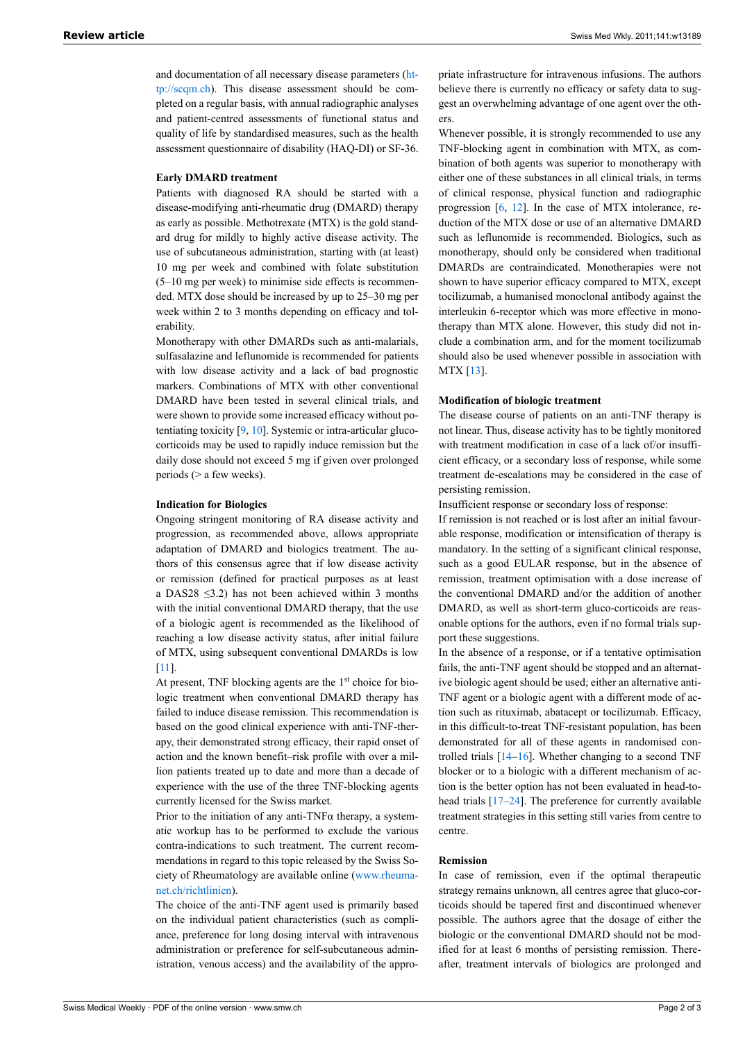and documentation of all necessary disease parameters (http://scqm.ch). This disease assessment should be completed on a regular basis, with annual radiographic analyses and patient-centred assessments of functional status and quality of life by standardised measures, such as the health assessment questionnaire of disability (HAQ-DI) or SF-36.

### Early DMARD treatment

Patients with diagnosed RA should be started with a disease-modifying anti-rheumatic drug (DMARD) therapy as early as possible. Methotrexate (MTX) is the gold standard drug for mildly to highly active disease activity. The use of subcutaneous administration, starting with (at least) 10 mg per week and combined with folate substitution (5–10 mg per week) to minimise side effects is recommended. MTX dose should be increased by up to 25–30 mg per week within 2 to 3 months depending on efficacy and tolerability.

Monotherapy with other DMARDs such as anti-malarials, sulfasalazine and leflunomide is recommended for patients with low disease activity and a lack of bad prognostic markers. Combinations of MTX with other conventional DMARD have been tested in several clinical trials, and were shown to provide some increased efficacy without potentiating toxicity [9, 10]. Systemic or intra-articular glucocorticoids may be used to rapidly induce remission but the daily dose should not exceed 5 mg if given over prolonged periods (> a few weeks).

### Indication for Biologics

Ongoing stringent monitoring of RA disease activity and progression, as recommended above, allows appropriate adaptation of DMARD and biologics treatment. The authors of this consensus agree that if low disease activity or remission (defined for practical purposes as at least a DAS28 ≤3.2) has not been achieved within 3 months with the initial conventional DMARD therapy, that the use of a biologic agent is recommended as the likelihood of reaching a low disease activity status, after initial failure of MTX, using subsequent conventional DMARDs is low [11].

At present, TNF blocking agents are the 1st choice for biologic treatment when conventional DMARD therapy has failed to induce disease remission. This recommendation is based on the good clinical experience with anti-TNF-therapy, their demonstrated strong efficacy, their rapid onset of action and the known benefit–risk profile with over a million patients treated up to date and more than a decade of experience with the use of the three TNF-blocking agents currently licensed for the Swiss market.

Prior to the initiation of any anti-TNFα therapy, a systematic workup has to be performed to exclude the various contra-indications to such treatment. The current recommendations in regard to this topic released by the Swiss Society of Rheumatology are available online (www.rheuma-net.ch/richtlinien).

The choice of the anti-TNF agent used is primarily based on the individual patient characteristics (such as compliance, preference for long dosing interval with intravenous administration or preference for self-subcutaneous administration, venous access) and the availability of the appropriate infrastructure for intravenous infusions. The authors believe there is currently no efficacy or safety data to suggest an overwhelming advantage of one agent over the others.

Whenever possible, it is strongly recommended to use any TNF-blocking agent in combination with MTX, as combination of both agents was superior to monotherapy with either one of these substances in all clinical trials, in terms of clinical response, physical function and radiographic progression [6, 12]. In the case of MTX intolerance, reduction of the MTX dose or use of an alternative DMARD such as leflunomide is recommended. Biologics, such as monotherapy, should only be considered when traditional DMARDs are contraindicated. Monotherapies were not shown to have superior efficacy compared to MTX, except tocilizumab, a humanised monoclonal antibody against the interleukin 6-receptor which was more effective in monotherapy than MTX alone. However, this study did not include a combination arm, and for the moment tocilizumab should also be used whenever possible in association with MTX [13].

### Modification of biologic treatment

The disease course of patients on an anti-TNF therapy is not linear. Thus, disease activity has to be tightly monitored with treatment modification in case of a lack of/or insufficient efficacy, or a secondary loss of response, while some treatment de-escalations may be considered in the case of persisting remission.

Insufficient response or secondary loss of response:

If remission is not reached or is lost after an initial favourable response, modification or intensification of therapy is mandatory. In the setting of a significant clinical response, such as a good EULAR response, but in the absence of remission, treatment optimisation with a dose increase of the conventional DMARD and/or the addition of another DMARD, as well as short-term gluco-corticoids are reasonable options for the authors, even if no formal trials support these suggestions.

In the absence of a response, or if a tentative optimisation fails, the anti-TNF agent should be stopped and an alternative biologic agent should be used; either an alternative anti-TNF agent or a biologic agent with a different mode of action such as rituximab, abatacept or tocilizumab. Efficacy, in this difficult-to-treat TNF-resistant population, has been demonstrated for all of these agents in randomised controlled trials [14–16]. Whether changing to a second TNF blocker or to a biologic with a different mechanism of action is the better option has not been evaluated in head-to-head trials [17–24]. The preference for currently available treatment strategies in this setting still varies from centre to centre.

### Remission

In case of remission, even if the optimal therapeutic strategy remains unknown, all centres agree that gluco-corticoids should be tapered first and discontinued whenever possible. The authors agree that the dosage of either the biologic or the conventional DMARD should not be modified for at least 6 months of persisting remission. Thereafter, treatment intervals of biologics are prolonged and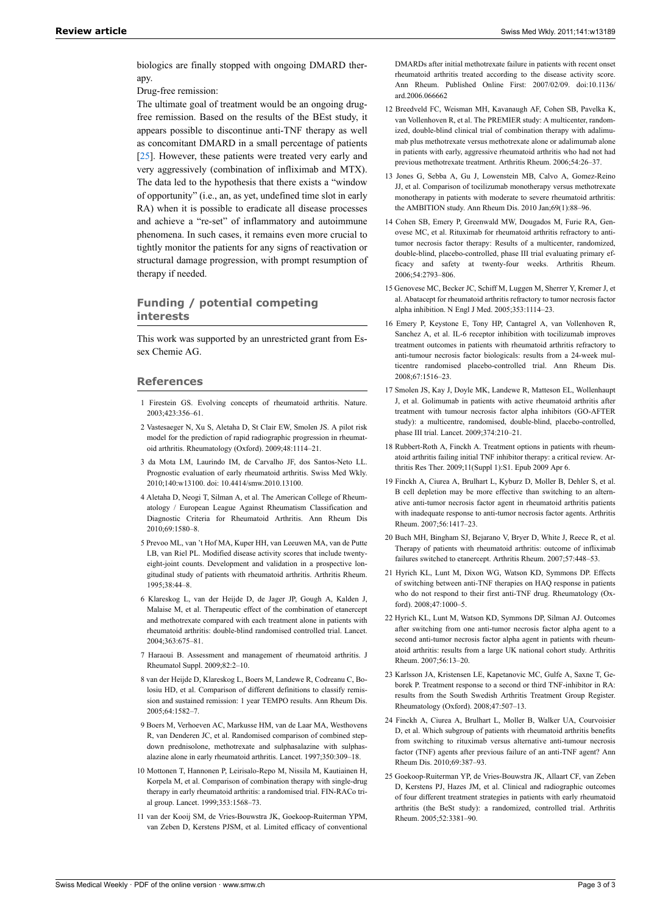biologics are finally stopped with ongoing DMARD therapy.

Drug-free remission:

The ultimate goal of treatment would be an ongoing drug-free remission. Based on the results of the BEst study, it appears possible to discontinue anti-TNF therapy as well as concomitant DMARD in a small percentage of patients [25]. However, these patients were treated very early and very aggressively (combination of infliximab and MTX). The data led to the hypothesis that there exists a "window of opportunity" (i.e., an, as yet, undefined time slot in early RA) when it is possible to eradicate all disease processes and achieve a "re-set" of inflammatory and autoimmune phenomena. In such cases, it remains even more crucial to tightly monitor the patients for any signs of reactivation or structural damage progression, with prompt resumption of therapy if needed.

## Funding / potential competing interests

This work was supported by an unrestricted grant from Essex Chemie AG.

## References

1 Firestein GS. Evolving concepts of rheumatoid arthritis. Nature. 2003;423:356–61.

2 Vastesaeger N, Xu S, Aletaha D, St Clair EW, Smolen JS. A pilot risk model for the prediction of rapid radiographic progression in rheumatoid arthritis. Rheumatology (Oxford). 2009;48:1114–21.

3 da Mota LM, Laurindo IM, de Carvalho JF, dos Santos-Neto LL. Prognostic evaluation of early rheumatoid arthritis. Swiss Med Wkly. 2010;140:w13100. doi: 10.4414/smw.2010.13100.

4 Aletaha D, Neogi T, Silman A, et al. The American College of Rheumatology / European League Against Rheumatism Classification and Diagnostic Criteria for Rheumatoid Arthritis. Ann Rheum Dis 2010;69:1580–8.

5 Prevoo ML, van 't Hof MA, Kuper HH, van Leeuwen MA, van de Putte LB, van Riel PL. Modified disease activity scores that include twenty-eight-joint counts. Development and validation in a prospective longitudinal study of patients with rheumatoid arthritis. Arthritis Rheum. 1995;38:44–8.

6 Klareskog L, van der Heijde D, de Jager JP, Gough A, Kalden J, Malaise M, et al. Therapeutic effect of the combination of etanercept and methotrexate compared with each treatment alone in patients with rheumatoid arthritis: double-blind randomised controlled trial. Lancet. 2004;363:675–81.

7 Haraoui B. Assessment and management of rheumatoid arthritis. J Rheumatol Suppl. 2009;82:2–10.

8 van der Heijde D, Klareskog L, Boers M, Landewe R, Codreanu C, Bolosiu HD, et al. Comparison of different definitions to classify remission and sustained remission: 1 year TEMPO results. Ann Rheum Dis. 2005;64:1582–7.

9 Boers M, Verhoeven AC, Markusse HM, van de Laar MA, Westhovens R, van Denderen JC, et al. Randomised comparison of combined step-down prednisolone, methotrexate and sulphasalazine with sulphasalazine alone in early rheumatoid arthritis. Lancet. 1997;350:309–18.

10 Mottonen T, Hannonen P, Leirisalo-Repo M, Nissila M, Kautiainen H, Korpela M, et al. Comparison of combination therapy with single-drug therapy in early rheumatoid arthritis: a randomised trial. FIN-RACo trial group. Lancet. 1999;353:1568–73.

11 van der Kooij SM, de Vries-Bouwstra JK, Goekoop-Ruiterman YPM, van Zeben D, Kerstens PJSM, et al. Limited efficacy of conventional DMARDs after initial methotrexate failure in patients with recent onset rheumatoid arthritis treated according to the disease activity score. Ann Rheum. Published Online First: 2007/02/09. doi:10.1136/ard.2006.066662

12 Breedveld FC, Weisman MH, Kavanaugh AF, Cohen SB, Pavelka K, van Vollenhoven R, et al. The PREMIER study: A multicenter, randomized, double-blind clinical trial of combination therapy with adalimumab plus methotrexate versus methotrexate alone or adalimumab alone in patients with early, aggressive rheumatoid arthritis who had not had previous methotrexate treatment. Arthritis Rheum. 2006;54:26–37.

13 Jones G, Sebba A, Gu J, Lowenstein MB, Calvo A, Gomez-Reino JJ, et al. Comparison of tocilizumab monotherapy versus methotrexate monotherapy in patients with moderate to severe rheumatoid arthritis: the AMBITION study. Ann Rheum Dis. 2010 Jan;69(1):88–96.

14 Cohen SB, Emery P, Greenwald MW, Dougados M, Furie RA, Genovese MC, et al. Rituximab for rheumatoid arthritis refractory to anti-tumor necrosis factor therapy: Results of a multicenter, randomized, double-blind, placebo-controlled, phase III trial evaluating primary efficacy and safety at twenty-four weeks. Arthritis Rheum. 2006;54:2793–806.

15 Genovese MC, Becker JC, Schiff M, Luggen M, Sherrer Y, Kremer J, et al. Abatacept for rheumatoid arthritis refractory to tumor necrosis factor alpha inhibition. N Engl J Med. 2005;353:1114–23.

16 Emery P, Keystone E, Tony HP, Cantagrel A, van Vollenhoven R, Sanchez A, et al. IL-6 receptor inhibition with tocilizumab improves treatment outcomes in patients with rheumatoid arthritis refractory to anti-tumour necrosis factor biologicals: results from a 24-week multicentre randomised placebo-controlled trial. Ann Rheum Dis. 2008;67:1516–23.

17 Smolen JS, Kay J, Doyle MK, Landewe R, Matteson EL, Wollenhaupt J, et al. Golimumab in patients with active rheumatoid arthritis after treatment with tumour necrosis factor alpha inhibitors (GO-AFTER study): a multicentre, randomised, double-blind, placebo-controlled, phase III trial. Lancet. 2009;374:210–21.

18 Rubbert-Roth A, Finckh A. Treatment options in patients with rheumatoid arthritis failing initial TNF inhibitor therapy: a critical review. Arthritis Res Ther. 2009;11(Suppl 1):S1. Epub 2009 Apr 6.

19 Finckh A, Ciurea A, Brulhart L, Kyburz D, Moller B, Dehler S, et al. B cell depletion may be more effective than switching to an alternative anti-tumor necrosis factor agent in rheumatoid arthritis patients with inadequate response to anti-tumor necrosis factor agents. Arthritis Rheum. 2007;56:1417–23.

20 Buch MH, Bingham SJ, Bejarano V, Bryer D, White J, Reece R, et al. Therapy of patients with rheumatoid arthritis: outcome of infliximab failures switched to etanercept. Arthritis Rheum. 2007;57:448–53.

21 Hyrich KL, Lunt M, Dixon WG, Watson KD, Symmons DP. Effects of switching between anti-TNF therapies on HAQ response in patients who do not respond to their first anti-TNF drug. Rheumatology (Oxford). 2008;47:1000–5.

22 Hyrich KL, Lunt M, Watson KD, Symmons DP, Silman AJ. Outcomes after switching from one anti-tumor necrosis factor alpha agent to a second anti-tumor necrosis factor alpha agent in patients with rheumatoid arthritis: results from a large UK national cohort study. Arthritis Rheum. 2007;56:13–20.

23 Karlsson JA, Kristensen LE, Kapetanovic MC, Gulfe A, Saxne T, Geborek P. Treatment response to a second or third TNF-inhibitor in RA: results from the South Swedish Arthritis Treatment Group Register. Rheumatology (Oxford). 2008;47:507–13.

24 Finckh A, Ciurea A, Brulhart L, Moller B, Walker UA, Courvoisier D, et al. Which subgroup of patients with rheumatoid arthritis benefits from switching to rituximab versus alternative anti-tumour necrosis factor (TNF) agents after previous failure of an anti-TNF agent? Ann Rheum Dis. 2010;69:387–93.

25 Goekoop-Ruiterman YP, de Vries-Bouwstra JK, Allaart CF, van Zeben D, Kerstens PJ, Hazes JM, et al. Clinical and radiographic outcomes of four different treatment strategies in patients with early rheumatoid arthritis (the BeSt study): a randomized, controlled trial. Arthritis Rheum. 2005;52:3381–90.